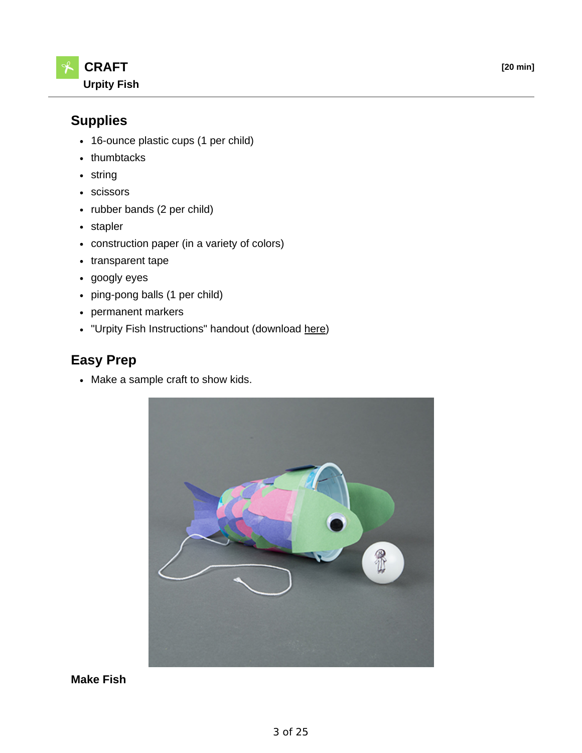# CRAFT

**Urpity Fish**

[20 min]

## Supplies

- 16-ounce plastic cups (1 per child)
- thumbtacks
- string
- scissors
- rubber bands (2 per child)
- stapler
- construction paper (in a variety of colors)
- transparent tape
- googly eyes
- ping-pong balls (1 per child)
- permanent markers
- "Urpity Fish Instructions" handout (download here)

## Easy Prep

- Make a sample craft to show kids.

### Make Fish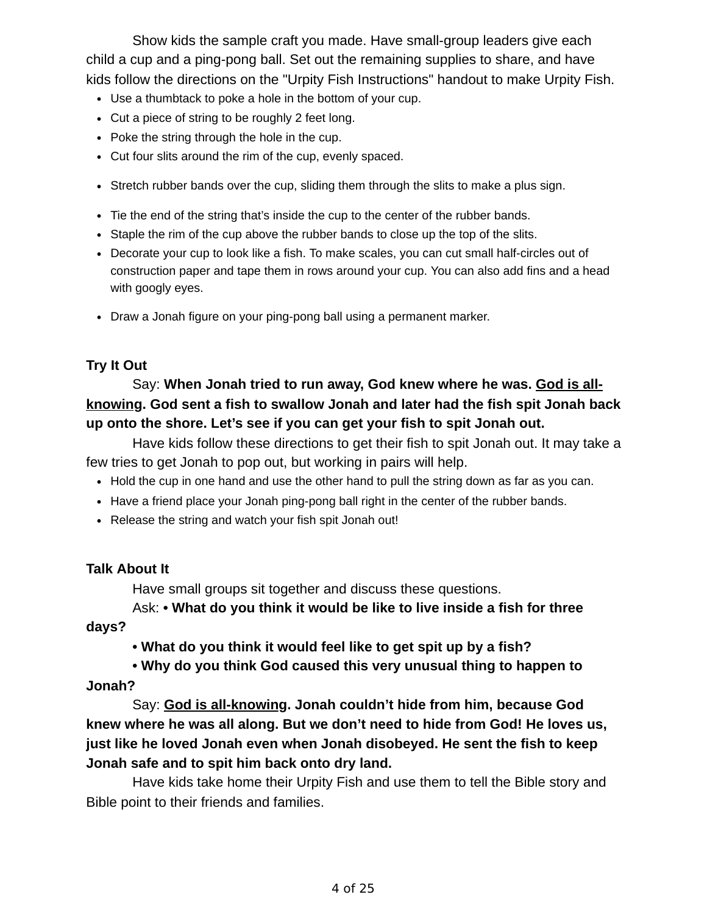Show kids the sample craft you made. Have small-group leaders give each child a cup and a ping-pong ball. Set out the remaining supplies to share, and have kids follow the directions on the "Urpity Fish Instructions" handout to make Urpity Fish.

- Use a thumbtack to poke a hole in the bottom of your cup.
- Cut a piece of string to be roughly 2 feet long.
- Poke the string through the hole in the cup.
- Cut four slits around the rim of the cup, evenly spaced.
- Stretch rubber bands over the cup, sliding them through the slits to make a plus sign.
- Tie the end of the string that's inside the cup to the center of the rubber bands.
- Staple the rim of the cup above the rubber bands to close up the top of the slits.
- Decorate your cup to look like a fish. To make scales, you can cut small half-circles out of construction paper and tape them in rows around your cup. You can also add fins and a head with googly eyes.
- Draw a Jonah figure on your ping-pong ball using a permanent marker.

**Try It Out**

Say: **When Jonah tried to run away, God knew where he was. <u>God is all-knowing</u>. God sent a fish to swallow Jonah and later had the fish spit Jonah back up onto the shore. Let's see if you can get your fish to spit Jonah out.**

Have kids follow these directions to get their fish to spit Jonah out. It may take a few tries to get Jonah to pop out, but working in pairs will help.

- Hold the cup in one hand and use the other hand to pull the string down as far as you can.
- Have a friend place your Jonah ping-pong ball right in the center of the rubber bands.
- Release the string and watch your fish spit Jonah out!

**Talk About It**

Have small groups sit together and discuss these questions.

Ask: **• What do you think it would be like to live inside a fish for three days?**

**• What do you think it would feel like to get spit up by a fish?**

**• Why do you think God caused this very unusual thing to happen to Jonah?**

Say: **<u>God is all-knowing</u>. Jonah couldn't hide from him, because God knew where he was all along. But we don't need to hide from God! He loves us, just like he loved Jonah even when Jonah disobeyed. He sent the fish to keep Jonah safe and to spit him back onto dry land.**

Have kids take home their Urpity Fish and use them to tell the Bible story and Bible point to their friends and families.